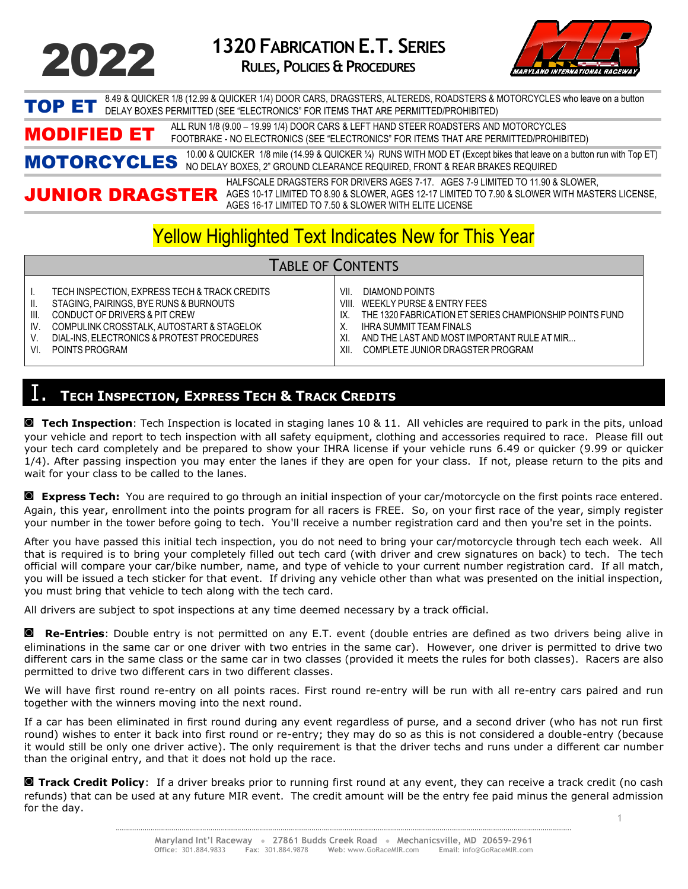# 2022

## 1320 Fabrication E.T. Series
### Rules, Policies & Procedures

**TOP ET** — 8.49 & QUICKER 1/8 (12.99 & QUICKER 1/4) DOOR CARS, DRAGSTERS, ALTEREDS, ROADSTERS & MOTORCYCLES who leave on a button DELAY BOXES PERMITTED (SEE "ELECTRONICS" FOR ITEMS THAT ARE PERMITTED/PROHIBITED)

**MODIFIED ET** — ALL RUN 1/8 (9.00 – 19.99 1/4) DOOR CARS & LEFT HAND STEER ROADSTERS AND MOTORCYCLES FOOTBRAKE - NO ELECTRONICS (SEE "ELECTRONICS" FOR ITEMS THAT ARE PERMITTED/PROHIBITED)

**MOTORCYCLES** — 10.00 & QUICKER 1/8 mile (14.99 & QUICKER ¼) RUNS WITH MOD ET (Except bikes that leave on a button run with Top ET) NO DELAY BOXES, 2" GROUND CLEARANCE REQUIRED, FRONT & REAR BRAKES REQUIRED

**JUNIOR DRAGSTER** — HALFSCALE DRAGSTERS FOR DRIVERS AGES 7-17. AGES 7-9 LIMITED TO 11.90 & SLOWER, AGES 10-17 LIMITED TO 8.90 & SLOWER, AGES 12-17 LIMITED TO 7.90 & SLOWER WITH MASTERS LICENSE, AGES 16-17 LIMITED TO 7.50 & SLOWER WITH ELITE LICENSE

Yellow Highlighted Text Indicates New for This Year

## Table of Contents

- I. TECH INSPECTION, EXPRESS TECH & TRACK CREDITS
- II. STAGING, PAIRINGS, BYE RUNS & BURNOUTS
- III. CONDUCT OF DRIVERS & PIT CREW
- IV. COMPULINK CROSSTALK, AUTOSTART & STAGELOK
- V. DIAL-INS, ELECTRONICS & PROTEST PROCEDURES
- VI. POINTS PROGRAM
- VII. DIAMOND POINTS
- VIII. WEEKLY PURSE & ENTRY FEES
- IX. THE 1320 FABRICATION ET SERIES CHAMPIONSHIP POINTS FUND
- X. IHRA SUMMIT TEAM FINALS
- XI. AND THE LAST AND MOST IMPORTANT RULE AT MIR...
- XII. COMPLETE JUNIOR DRAGSTER PROGRAM

# I. Tech Inspection, Express Tech & Track Credits

**Tech Inspection**: Tech Inspection is located in staging lanes 10 & 11. All vehicles are required to park in the pits, unload your vehicle and report to tech inspection with all safety equipment, clothing and accessories required to race. Please fill out your tech card completely and be prepared to show your IHRA license if your vehicle runs 6.49 or quicker (9.99 or quicker 1/4). After passing inspection you may enter the lanes if they are open for your class. If not, please return to the pits and wait for your class to be called to the lanes.

**Express Tech:** You are required to go through an initial inspection of your car/motorcycle on the first points race entered. Again, this year, enrollment into the points program for all racers is FREE. So, on your first race of the year, simply register your number in the tower before going to tech. You'll receive a number registration card and then you're set in the points.

After you have passed this initial tech inspection, you do not need to bring your car/motorcycle through tech each week. All that is required is to bring your completely filled out tech card (with driver and crew signatures on back) to tech. The tech official will compare your car/bike number, name, and type of vehicle to your current number registration card. If all match, you will be issued a tech sticker for that event. If driving any vehicle other than what was presented on the initial inspection, you must bring that vehicle to tech along with the tech card.

All drivers are subject to spot inspections at any time deemed necessary by a track official.

**Re-Entries**: Double entry is not permitted on any E.T. event (double entries are defined as two drivers being alive in eliminations in the same car or one driver with two entries in the same car). However, one driver is permitted to drive two different cars in the same class or the same car in two classes (provided it meets the rules for both classes). Racers are also permitted to drive two different cars in two different classes.

We will have first round re-entry on all points races. First round re-entry will be run with all re-entry cars paired and run together with the winners moving into the next round.

If a car has been eliminated in first round during any event regardless of purse, and a second driver (who has not run first round) wishes to enter it back into first round or re-entry; they may do so as this is not considered a double-entry (because it would still be only one driver active). The only requirement is that the driver techs and runs under a different car number than the original entry, and that it does not hold up the race.

**Track Credit Policy**: If a driver breaks prior to running first round at any event, they can receive a track credit (no cash refunds) that can be used at any future MIR event. The credit amount will be the entry fee paid minus the general admission for the day.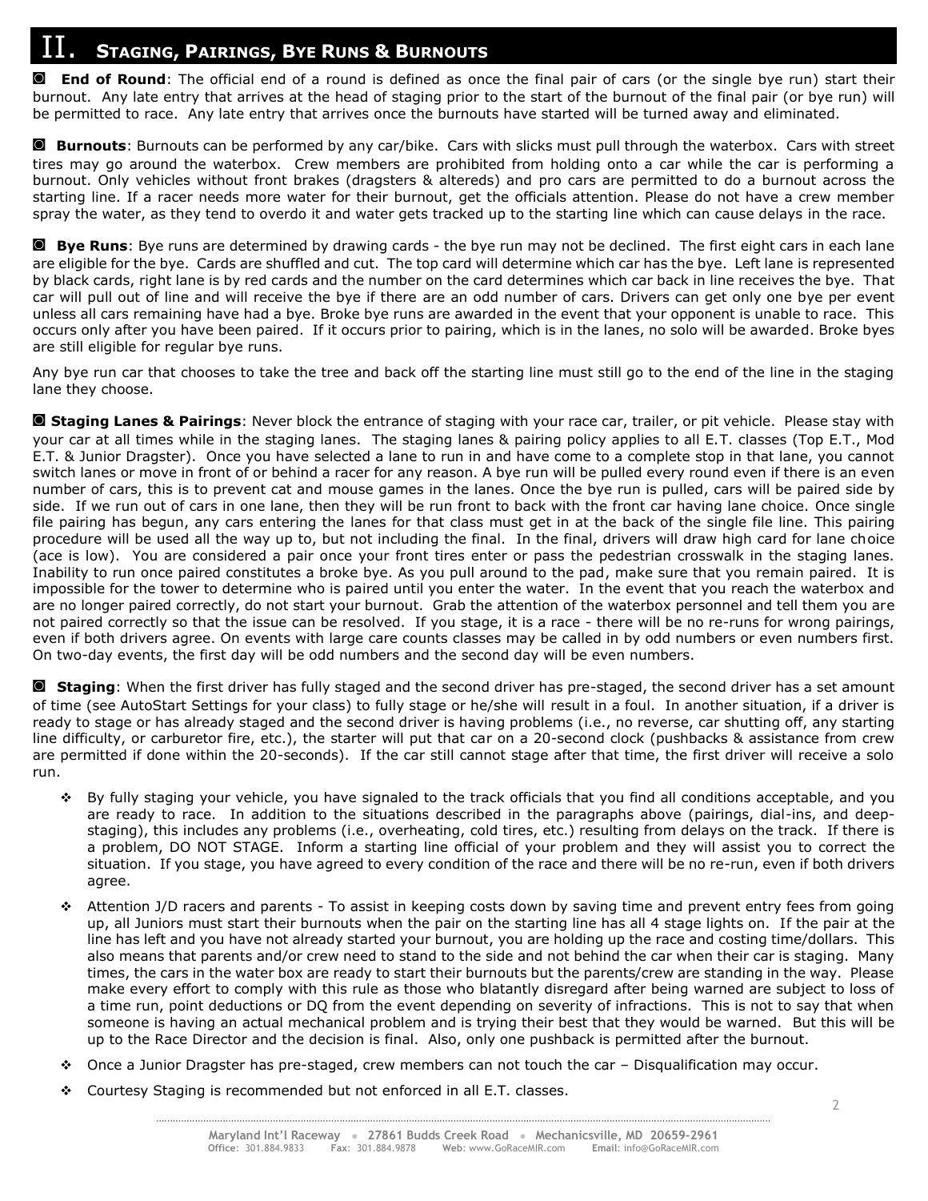# II. STAGING, PAIRINGS, BYE RUNS & BURNOUTS

◙ **End of Round**: The official end of a round is defined as once the final pair of cars (or the single bye run) start their burnout. Any late entry that arrives at the head of staging prior to the start of the burnout of the final pair (or bye run) will be permitted to race. Any late entry that arrives once the burnouts have started will be turned away and eliminated.

◙ **Burnouts**: Burnouts can be performed by any car/bike. Cars with slicks must pull through the waterbox. Cars with street tires may go around the waterbox. Crew members are prohibited from holding onto a car while the car is performing a burnout. Only vehicles without front brakes (dragsters & altereds) and pro cars are permitted to do a burnout across the starting line. If a racer needs more water for their burnout, get the officials attention. Please do not have a crew member spray the water, as they tend to overdo it and water gets tracked up to the starting line which can cause delays in the race.

◙ **Bye Runs**: Bye runs are determined by drawing cards - the bye run may not be declined. The first eight cars in each lane are eligible for the bye. Cards are shuffled and cut. The top card will determine which car has the bye. Left lane is represented by black cards, right lane is by red cards and the number on the card determines which car back in line receives the bye. That car will pull out of line and will receive the bye if there are an odd number of cars. Drivers can get only one bye per event unless all cars remaining have had a bye. Broke bye runs are awarded in the event that your opponent is unable to race. This occurs only after you have been paired. If it occurs prior to pairing, which is in the lanes, no solo will be awarded. Broke byes are still eligible for regular bye runs.

Any bye run car that chooses to take the tree and back off the starting line must still go to the end of the line in the staging lane they choose.

◙ **Staging Lanes & Pairings**: Never block the entrance of staging with your race car, trailer, or pit vehicle. Please stay with your car at all times while in the staging lanes. The staging lanes & pairing policy applies to all E.T. classes (Top E.T., Mod E.T. & Junior Dragster). Once you have selected a lane to run in and have come to a complete stop in that lane, you cannot switch lanes or move in front of or behind a racer for any reason. A bye run will be pulled every round even if there is an even number of cars, this is to prevent cat and mouse games in the lanes. Once the bye run is pulled, cars will be paired side by side. If we run out of cars in one lane, then they will be run front to back with the front car having lane choice. Once single file pairing has begun, any cars entering the lanes for that class must get in at the back of the single file line. This pairing procedure will be used all the way up to, but not including the final. In the final, drivers will draw high card for lane choice (ace is low). You are considered a pair once your front tires enter or pass the pedestrian crosswalk in the staging lanes. Inability to run once paired constitutes a broke bye. As you pull around to the pad, make sure that you remain paired. It is impossible for the tower to determine who is paired until you enter the water. In the event that you reach the waterbox and are no longer paired correctly, do not start your burnout. Grab the attention of the waterbox personnel and tell them you are not paired correctly so that the issue can be resolved. If you stage, it is a race - there will be no re-runs for wrong pairings, even if both drivers agree. On events with large care counts classes may be called in by odd numbers or even numbers first. On two-day events, the first day will be odd numbers and the second day will be even numbers.

◙ **Staging**: When the first driver has fully staged and the second driver has pre-staged, the second driver has a set amount of time (see AutoStart Settings for your class) to fully stage or he/she will result in a foul. In another situation, if a driver is ready to stage or has already staged and the second driver is having problems (i.e., no reverse, car shutting off, any starting line difficulty, or carburetor fire, etc.), the starter will put that car on a 20-second clock (pushbacks & assistance from crew are permitted if done within the 20-seconds). If the car still cannot stage after that time, the first driver will receive a solo run.

- By fully staging your vehicle, you have signaled to the track officials that you find all conditions acceptable, and you are ready to race. In addition to the situations described in the paragraphs above (pairings, dial-ins, and deep-staging), this includes any problems (i.e., overheating, cold tires, etc.) resulting from delays on the track. If there is a problem, DO NOT STAGE. Inform a starting line official of your problem and they will assist you to correct the situation. If you stage, you have agreed to every condition of the race and there will be no re-run, even if both drivers agree.
- Attention J/D racers and parents - To assist in keeping costs down by saving time and prevent entry fees from going up, all Juniors must start their burnouts when the pair on the starting line has all 4 stage lights on. If the pair at the line has left and you have not already started your burnout, you are holding up the race and costing time/dollars. This also means that parents and/or crew need to stand to the side and not behind the car when their car is staging. Many times, the cars in the water box are ready to start their burnouts but the parents/crew are standing in the way. Please make every effort to comply with this rule as those who blatantly disregard after being warned are subject to loss of a time run, point deductions or DQ from the event depending on severity of infractions. This is not to say that when someone is having an actual mechanical problem and is trying their best that they would be warned. But this will be up to the Race Director and the decision is final. Also, only one pushback is permitted after the burnout.
- Once a Junior Dragster has pre-staged, crew members can not touch the car – Disqualification may occur.
- Courtesy Staging is recommended but not enforced in all E.T. classes.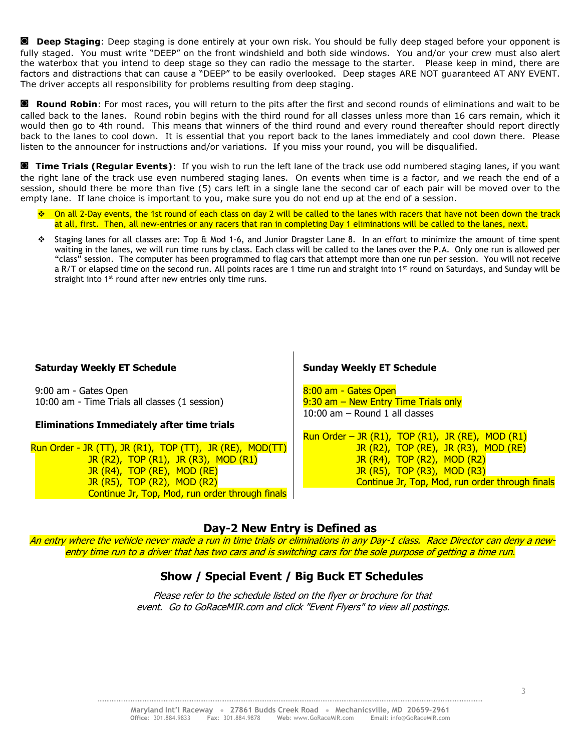◙ **Deep Staging**: Deep staging is done entirely at your own risk. You should be fully deep staged before your opponent is fully staged. You must write "DEEP" on the front windshield and both side windows. You and/or your crew must also alert the waterbox that you intend to deep stage so they can radio the message to the starter. Please keep in mind, there are factors and distractions that can cause a "DEEP" to be easily overlooked. Deep stages ARE NOT guaranteed AT ANY EVENT. The driver accepts all responsibility for problems resulting from deep staging.

◙ **Round Robin**: For most races, you will return to the pits after the first and second rounds of eliminations and wait to be called back to the lanes. Round robin begins with the third round for all classes unless more than 16 cars remain, which it would then go to 4th round. This means that winners of the third round and every round thereafter should report directly back to the lanes to cool down. It is essential that you report back to the lanes immediately and cool down there. Please listen to the announcer for instructions and/or variations. If you miss your round, you will be disqualified.

◙ **Time Trials (Regular Events)**: If you wish to run the left lane of the track use odd numbered staging lanes, if you want the right lane of the track use even numbered staging lanes. On events when time is a factor, and we reach the end of a session, should there be more than five (5) cars left in a single lane the second car of each pair will be moved over to the empty lane. If lane choice is important to you, make sure you do not end up at the end of a session.

- On all 2-Day events, the 1st round of each class on day 2 will be called to the lanes with racers that have not been down the track at all, first. Then, all new-entries or any racers that ran in completing Day 1 eliminations will be called to the lanes, next.
- Staging lanes for all classes are: Top & Mod 1-6, and Junior Dragster Lane 8. In an effort to minimize the amount of time spent waiting in the lanes, we will run time runs by class. Each class will be called to the lanes over the P.A. Only one run is allowed per "class" session. The computer has been programmed to flag cars that attempt more than one run per session. You will not receive a R/T or elapsed time on the second run. All points races are 1 time run and straight into 1st round on Saturdays, and Sunday will be straight into 1st round after new entries only time runs.

**Saturday Weekly ET Schedule**

9:00 am - Gates Open
10:00 am - Time Trials all classes (1 session)

**Eliminations Immediately after time trials**

Run Order - JR (TT), JR (R1), TOP (TT), JR (RE), MOD(TT)
JR (R2), TOP (R1), JR (R3), MOD (R1)
JR (R4), TOP (RE), MOD (RE)
JR (R5), TOP (R2), MOD (R2)
Continue Jr, Top, Mod, run order through finals

**Sunday Weekly ET Schedule**

8:00 am - Gates Open
9:30 am – New Entry Time Trials only
10:00 am – Round 1 all classes

Run Order – JR (R1), TOP (R1), JR (RE), MOD (R1)
JR (R2), TOP (RE), JR (R3), MOD (RE)
JR (R4), TOP (R2), MOD (R2)
JR (R5), TOP (R3), MOD (R3)
Continue Jr, Top, Mod, run order through finals

## Day-2 New Entry is Defined as

*An entry where the vehicle never made a run in time trials or eliminations in any Day-1 class. Race Director can deny a new-entry time run to a driver that has two cars and is switching cars for the sole purpose of getting a time run.*

## Show / Special Event / Big Buck ET Schedules

*Please refer to the schedule listed on the flyer or brochure for that event. Go to GoRaceMIR.com and click "Event Flyers" to view all postings.*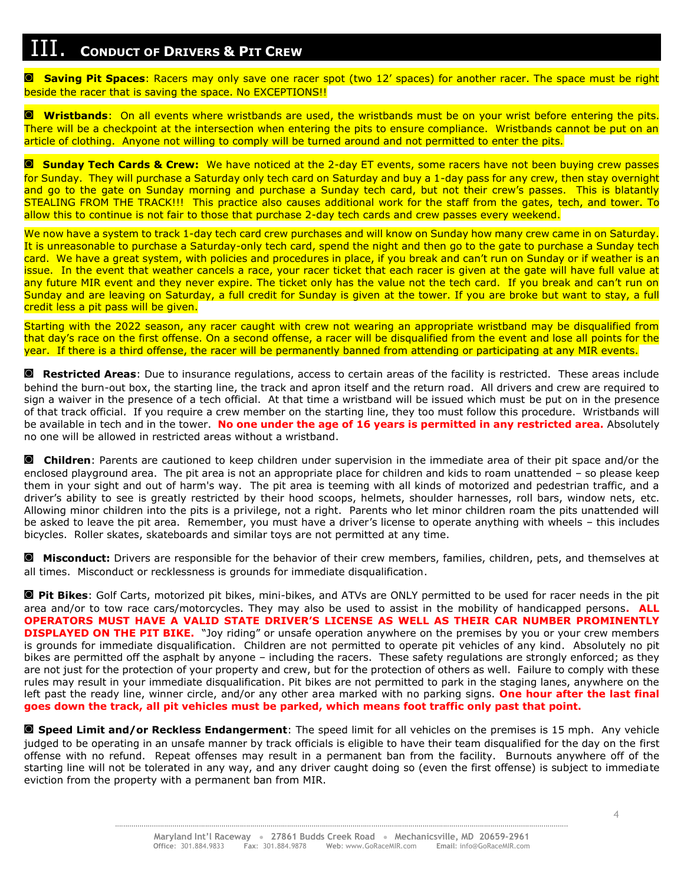# III. Conduct of Drivers & Pit Crew

◘ **Saving Pit Spaces**: Racers may only save one racer spot (two 12' spaces) for another racer. The space must be right beside the racer that is saving the space. No EXCEPTIONS!!

◘ **Wristbands**: On all events where wristbands are used, the wristbands must be on your wrist before entering the pits. There will be a checkpoint at the intersection when entering the pits to ensure compliance. Wristbands cannot be put on an article of clothing. Anyone not willing to comply will be turned around and not permitted to enter the pits.

◘ **Sunday Tech Cards & Crew:** We have noticed at the 2-day ET events, some racers have not been buying crew passes for Sunday. They will purchase a Saturday only tech card on Saturday and buy a 1-day pass for any crew, then stay overnight and go to the gate on Sunday morning and purchase a Sunday tech card, but not their crew's passes. This is blatantly STEALING FROM THE TRACK!!! This practice also causes additional work for the staff from the gates, tech, and tower. To allow this to continue is not fair to those that purchase 2-day tech cards and crew passes every weekend.

We now have a system to track 1-day tech card crew purchases and will know on Sunday how many crew came in on Saturday. It is unreasonable to purchase a Saturday-only tech card, spend the night and then go to the gate to purchase a Sunday tech card. We have a great system, with policies and procedures in place, if you break and can't run on Sunday or if weather is an issue. In the event that weather cancels a race, your racer ticket that each racer is given at the gate will have full value at any future MIR event and they never expire. The ticket only has the value not the tech card. If you break and can't run on Sunday and are leaving on Saturday, a full credit for Sunday is given at the tower. If you are broke but want to stay, a full credit less a pit pass will be given.

Starting with the 2022 season, any racer caught with crew not wearing an appropriate wristband may be disqualified from that day's race on the first offense. On a second offense, a racer will be disqualified from the event and lose all points for the year. If there is a third offense, the racer will be permanently banned from attending or participating at any MIR events.

◘ **Restricted Areas**: Due to insurance regulations, access to certain areas of the facility is restricted. These areas include behind the burn-out box, the starting line, the track and apron itself and the return road. All drivers and crew are required to sign a waiver in the presence of a tech official. At that time a wristband will be issued which must be put on in the presence of that track official. If you require a crew member on the starting line, they too must follow this procedure. Wristbands will be available in tech and in the tower. **No one under the age of 16 years is permitted in any restricted area.** Absolutely no one will be allowed in restricted areas without a wristband.

◘ **Children**: Parents are cautioned to keep children under supervision in the immediate area of their pit space and/or the enclosed playground area. The pit area is not an appropriate place for children and kids to roam unattended – so please keep them in your sight and out of harm's way. The pit area is teeming with all kinds of motorized and pedestrian traffic, and a driver's ability to see is greatly restricted by their hood scoops, helmets, shoulder harnesses, roll bars, window nets, etc. Allowing minor children into the pits is a privilege, not a right. Parents who let minor children roam the pits unattended will be asked to leave the pit area. Remember, you must have a driver's license to operate anything with wheels – this includes bicycles. Roller skates, skateboards and similar toys are not permitted at any time.

◘ **Misconduct:** Drivers are responsible for the behavior of their crew members, families, children, pets, and themselves at all times. Misconduct or recklessness is grounds for immediate disqualification.

◘ **Pit Bikes**: Golf Carts, motorized pit bikes, mini-bikes, and ATVs are ONLY permitted to be used for racer needs in the pit area and/or to tow race cars/motorcycles. They may also be used to assist in the mobility of handicapped persons. **ALL OPERATORS MUST HAVE A VALID STATE DRIVER'S LICENSE AS WELL AS THEIR CAR NUMBER PROMINENTLY DISPLAYED ON THE PIT BIKE.** "Joy riding" or unsafe operation anywhere on the premises by you or your crew members is grounds for immediate disqualification. Children are not permitted to operate pit vehicles of any kind. Absolutely no pit bikes are permitted off the asphalt by anyone – including the racers. These safety regulations are strongly enforced; as they are not just for the protection of your property and crew, but for the protection of others as well. Failure to comply with these rules may result in your immediate disqualification. Pit bikes are not permitted to park in the staging lanes, anywhere on the left past the ready line, winner circle, and/or any other area marked with no parking signs. **One hour after the last final goes down the track, all pit vehicles must be parked, which means foot traffic only past that point.**

◘ **Speed Limit and/or Reckless Endangerment**: The speed limit for all vehicles on the premises is 15 mph. Any vehicle judged to be operating in an unsafe manner by track officials is eligible to have their team disqualified for the day on the first offense with no refund. Repeat offenses may result in a permanent ban from the facility. Burnouts anywhere off of the starting line will not be tolerated in any way, and any driver caught doing so (even the first offense) is subject to immediate eviction from the property with a permanent ban from MIR.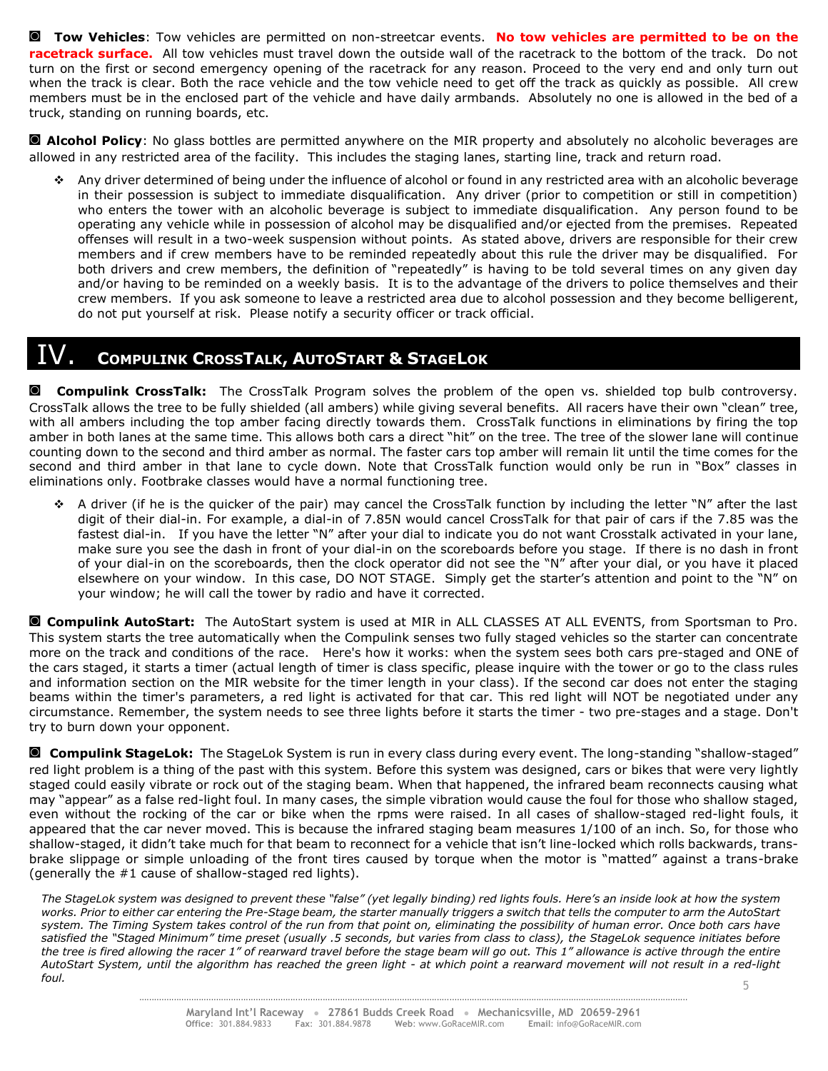◙ **Tow Vehicles**: Tow vehicles are permitted on non-streetcar events. **No tow vehicles are permitted to be on the racetrack surface.** All tow vehicles must travel down the outside wall of the racetrack to the bottom of the track. Do not turn on the first or second emergency opening of the racetrack for any reason. Proceed to the very end and only turn out when the track is clear. Both the race vehicle and the tow vehicle need to get off the track as quickly as possible. All crew members must be in the enclosed part of the vehicle and have daily armbands. Absolutely no one is allowed in the bed of a truck, standing on running boards, etc.

◙ **Alcohol Policy**: No glass bottles are permitted anywhere on the MIR property and absolutely no alcoholic beverages are allowed in any restricted area of the facility. This includes the staging lanes, starting line, track and return road.

- Any driver determined of being under the influence of alcohol or found in any restricted area with an alcoholic beverage in their possession is subject to immediate disqualification. Any driver (prior to competition or still in competition) who enters the tower with an alcoholic beverage is subject to immediate disqualification. Any person found to be operating any vehicle while in possession of alcohol may be disqualified and/or ejected from the premises. Repeated offenses will result in a two-week suspension without points. As stated above, drivers are responsible for their crew members and if crew members have to be reminded repeatedly about this rule the driver may be disqualified. For both drivers and crew members, the definition of "repeatedly" is having to be told several times on any given day and/or having to be reminded on a weekly basis. It is to the advantage of the drivers to police themselves and their crew members. If you ask someone to leave a restricted area due to alcohol possession and they become belligerent, do not put yourself at risk. Please notify a security officer or track official.

# IV. Compulink CrossTalk, AutoStart & StageLok

◙ **Compulink CrossTalk:** The CrossTalk Program solves the problem of the open vs. shielded top bulb controversy. CrossTalk allows the tree to be fully shielded (all ambers) while giving several benefits. All racers have their own "clean" tree, with all ambers including the top amber facing directly towards them. CrossTalk functions in eliminations by firing the top amber in both lanes at the same time. This allows both cars a direct "hit" on the tree. The tree of the slower lane will continue counting down to the second and third amber as normal. The faster cars top amber will remain lit until the time comes for the second and third amber in that lane to cycle down. Note that CrossTalk function would only be run in "Box" classes in eliminations only. Footbrake classes would have a normal functioning tree.

- A driver (if he is the quicker of the pair) may cancel the CrossTalk function by including the letter "N" after the last digit of their dial-in. For example, a dial-in of 7.85N would cancel CrossTalk for that pair of cars if the 7.85 was the fastest dial-in. If you have the letter "N" after your dial to indicate you do not want Crosstalk activated in your lane, make sure you see the dash in front of your dial-in on the scoreboards before you stage. If there is no dash in front of your dial-in on the scoreboards, then the clock operator did not see the "N" after your dial, or you have it placed elsewhere on your window. In this case, DO NOT STAGE. Simply get the starter's attention and point to the "N" on your window; he will call the tower by radio and have it corrected.

◙ **Compulink AutoStart:** The AutoStart system is used at MIR in ALL CLASSES AT ALL EVENTS, from Sportsman to Pro. This system starts the tree automatically when the Compulink senses two fully staged vehicles so the starter can concentrate more on the track and conditions of the race. Here's how it works: when the system sees both cars pre-staged and ONE of the cars staged, it starts a timer (actual length of timer is class specific, please inquire with the tower or go to the class rules and information section on the MIR website for the timer length in your class). If the second car does not enter the staging beams within the timer's parameters, a red light is activated for that car. This red light will NOT be negotiated under any circumstance. Remember, the system needs to see three lights before it starts the timer - two pre-stages and a stage. Don't try to burn down your opponent.

◙ **Compulink StageLok:** The StageLok System is run in every class during every event. The long-standing "shallow-staged" red light problem is a thing of the past with this system. Before this system was designed, cars or bikes that were very lightly staged could easily vibrate or rock out of the staging beam. When that happened, the infrared beam reconnects causing what may "appear" as a false red-light foul. In many cases, the simple vibration would cause the foul for those who shallow staged, even without the rocking of the car or bike when the rpms were raised. In all cases of shallow-staged red-light fouls, it appeared that the car never moved. This is because the infrared staging beam measures 1/100 of an inch. So, for those who shallow-staged, it didn't take much for that beam to reconnect for a vehicle that isn't line-locked which rolls backwards, trans-brake slippage or simple unloading of the front tires caused by torque when the motor is "matted" against a trans-brake (generally the #1 cause of shallow-staged red lights).

*The StageLok system was designed to prevent these "false" (yet legally binding) red lights fouls. Here's an inside look at how the system works. Prior to either car entering the Pre-Stage beam, the starter manually triggers a switch that tells the computer to arm the AutoStart system. The Timing System takes control of the run from that point on, eliminating the possibility of human error. Once both cars have satisfied the "Staged Minimum" time preset (usually .5 seconds, but varies from class to class), the StageLok sequence initiates before the tree is fired allowing the racer 1" of rearward travel before the stage beam will go out. This 1" allowance is active through the entire AutoStart System, until the algorithm has reached the green light - at which point a rearward movement will not result in a red-light foul.*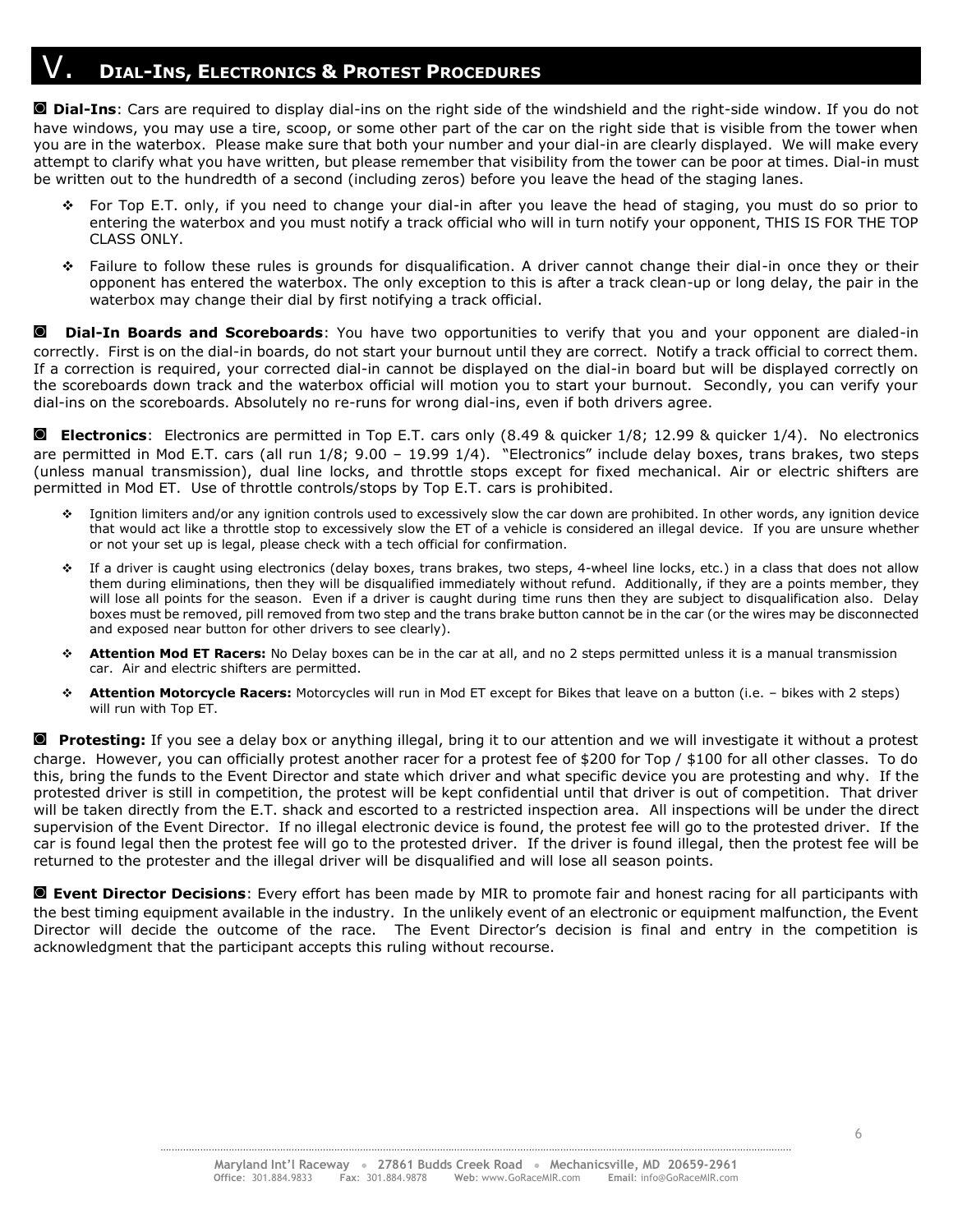# V. Dial-Ins, Electronics & Protest Procedures

◙ **Dial-Ins**: Cars are required to display dial-ins on the right side of the windshield and the right-side window. If you do not have windows, you may use a tire, scoop, or some other part of the car on the right side that is visible from the tower when you are in the waterbox. Please make sure that both your number and your dial-in are clearly displayed. We will make every attempt to clarify what you have written, but please remember that visibility from the tower can be poor at times. Dial-in must be written out to the hundredth of a second (including zeros) before you leave the head of the staging lanes.

- For Top E.T. only, if you need to change your dial-in after you leave the head of staging, you must do so prior to entering the waterbox and you must notify a track official who will in turn notify your opponent, THIS IS FOR THE TOP CLASS ONLY.
- Failure to follow these rules is grounds for disqualification. A driver cannot change their dial-in once they or their opponent has entered the waterbox. The only exception to this is after a track clean-up or long delay, the pair in the waterbox may change their dial by first notifying a track official.

◙ **Dial-In Boards and Scoreboards**: You have two opportunities to verify that you and your opponent are dialed-in correctly. First is on the dial-in boards, do not start your burnout until they are correct. Notify a track official to correct them. If a correction is required, your corrected dial-in cannot be displayed on the dial-in board but will be displayed correctly on the scoreboards down track and the waterbox official will motion you to start your burnout. Secondly, you can verify your dial-ins on the scoreboards. Absolutely no re-runs for wrong dial-ins, even if both drivers agree.

◙ **Electronics**: Electronics are permitted in Top E.T. cars only (8.49 & quicker 1/8; 12.99 & quicker 1/4). No electronics are permitted in Mod E.T. cars (all run 1/8; 9.00 – 19.99 1/4). "Electronics" include delay boxes, trans brakes, two steps (unless manual transmission), dual line locks, and throttle stops except for fixed mechanical. Air or electric shifters are permitted in Mod ET. Use of throttle controls/stops by Top E.T. cars is prohibited.

- Ignition limiters and/or any ignition controls used to excessively slow the car down are prohibited. In other words, any ignition device that would act like a throttle stop to excessively slow the ET of a vehicle is considered an illegal device. If you are unsure whether or not your set up is legal, please check with a tech official for confirmation.
- If a driver is caught using electronics (delay boxes, trans brakes, two steps, 4-wheel line locks, etc.) in a class that does not allow them during eliminations, then they will be disqualified immediately without refund. Additionally, if they are a points member, they will lose all points for the season. Even if a driver is caught during time runs then they are subject to disqualification also. Delay boxes must be removed, pill removed from two step and the trans brake button cannot be in the car (or the wires may be disconnected and exposed near button for other drivers to see clearly).
- **Attention Mod ET Racers:** No Delay boxes can be in the car at all, and no 2 steps permitted unless it is a manual transmission car. Air and electric shifters are permitted.
- **Attention Motorcycle Racers:** Motorcycles will run in Mod ET except for Bikes that leave on a button (i.e. – bikes with 2 steps) will run with Top ET.

◙ **Protesting:** If you see a delay box or anything illegal, bring it to our attention and we will investigate it without a protest charge. However, you can officially protest another racer for a protest fee of $200 for Top / $100 for all other classes. To do this, bring the funds to the Event Director and state which driver and what specific device you are protesting and why. If the protested driver is still in competition, the protest will be kept confidential until that driver is out of competition. That driver will be taken directly from the E.T. shack and escorted to a restricted inspection area. All inspections will be under the direct supervision of the Event Director. If no illegal electronic device is found, the protest fee will go to the protested driver. If the car is found legal then the protest fee will go to the protested driver. If the driver is found illegal, then the protest fee will be returned to the protester and the illegal driver will be disqualified and will lose all season points.

◙ **Event Director Decisions**: Every effort has been made by MIR to promote fair and honest racing for all participants with the best timing equipment available in the industry. In the unlikely event of an electronic or equipment malfunction, the Event Director will decide the outcome of the race. The Event Director's decision is final and entry in the competition is acknowledgment that the participant accepts this ruling without recourse.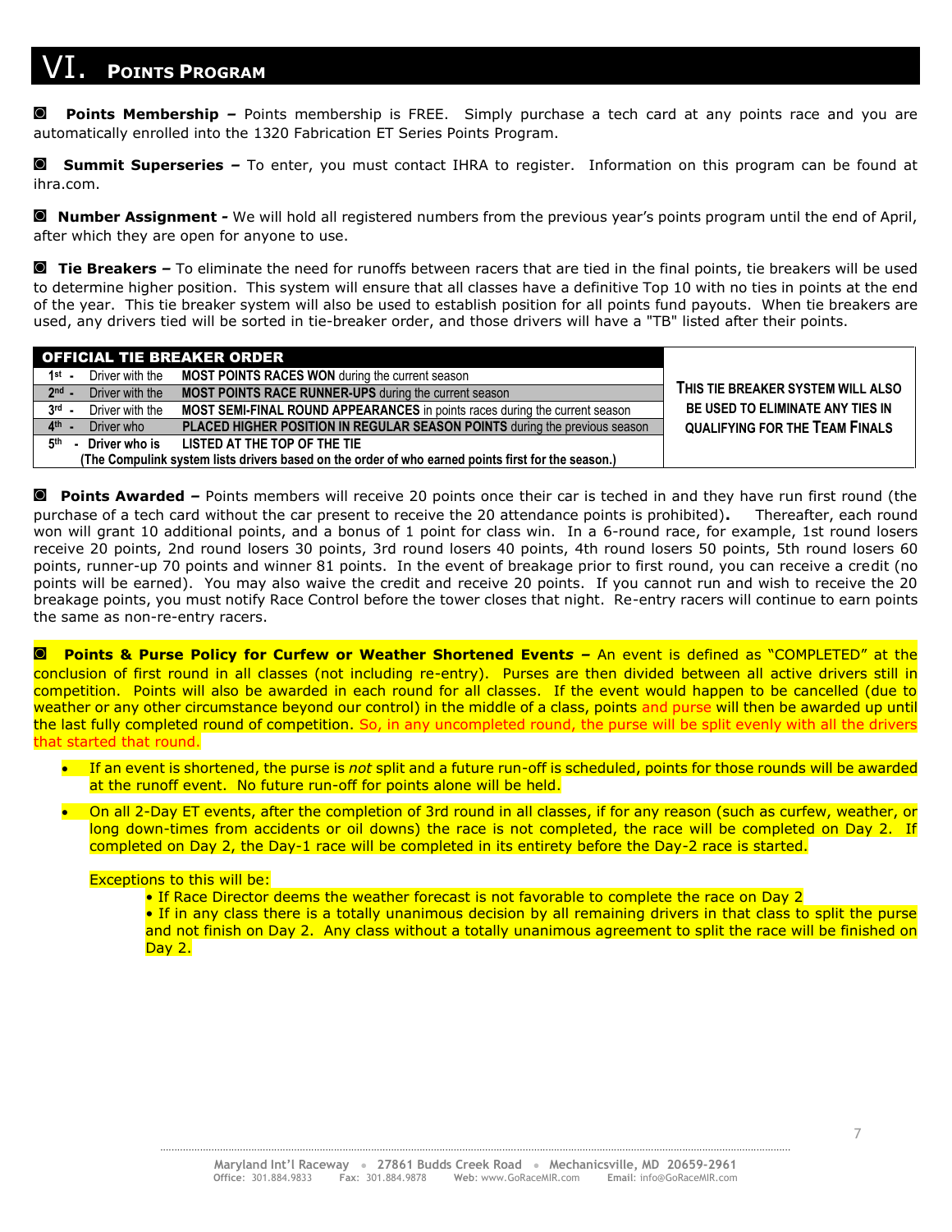# VI. Points Program

◙ **Points Membership –** Points membership is FREE. Simply purchase a tech card at any points race and you are automatically enrolled into the 1320 Fabrication ET Series Points Program.

◙ **Summit Superseries –** To enter, you must contact IHRA to register. Information on this program can be found at ihra.com.

◙ **Number Assignment -** We will hold all registered numbers from the previous year's points program until the end of April, after which they are open for anyone to use.

◙ **Tie Breakers –** To eliminate the need for runoffs between racers that are tied in the final points, tie breakers will be used to determine higher position. This system will ensure that all classes have a definitive Top 10 with no ties in points at the end of the year. This tie breaker system will also be used to establish position for all points fund payouts. When tie breakers are used, any drivers tied will be sorted in tie-breaker order, and those drivers will have a "TB" listed after their points.

| OFFICIAL TIE BREAKER ORDER | | | THIS TIE BREAKER SYSTEM WILL ALSO BE USED TO ELIMINATE ANY TIES IN QUALIFYING FOR THE TEAM FINALS |
|---|---|---|---|
| 1st - | Driver with the | **MOST POINTS RACES WON** during the current season | |
| 2nd - | Driver with the | **MOST POINTS RACE RUNNER-UPS** during the current season | |
| 3rd - | Driver with the | **MOST SEMI-FINAL ROUND APPEARANCES** in points races during the current season | |
| 4th - | Driver who | **PLACED HIGHER POSITION IN REGULAR SEASON POINTS** during the previous season | |
| 5th - | **Driver who is** | **LISTED AT THE TOP OF THE TIE** | |
| | | **(The Compulink system lists drivers based on the order of who earned points first for the season.)** | |

◙ **Points Awarded –** Points members will receive 20 points once their car is teched in and they have run first round (the purchase of a tech card without the car present to receive the 20 attendance points is prohibited)**.** Thereafter, each round won will grant 10 additional points, and a bonus of 1 point for class win. In a 6-round race, for example, 1st round losers receive 20 points, 2nd round losers 30 points, 3rd round losers 40 points, 4th round losers 50 points, 5th round losers 60 points, runner-up 70 points and winner 81 points. In the event of breakage prior to first round, you can receive a credit (no points will be earned). You may also waive the credit and receive 20 points. If you cannot run and wish to receive the 20 breakage points, you must notify Race Control before the tower closes that night. Re-entry racers will continue to earn points the same as non-re-entry racers.

◙ **Points & Purse Policy for Curfew or Weather Shortened Event*s* –** An event is defined as "COMPLETED" at the conclusion of first round in all classes (not including re-entry). Purses are then divided between all active drivers still in competition. Points will also be awarded in each round for all classes. If the event would happen to be cancelled (due to weather or any other circumstance beyond our control) in the middle of a class, points and purse will then be awarded up until the last fully completed round of competition. So, in any uncompleted round, the purse will be split evenly with all the drivers that started that round.

- If an event is shortened, the purse is *not* split and a future run-off is scheduled, points for those rounds will be awarded at the runoff event. No future run-off for points alone will be held.
- On all 2-Day ET events, after the completion of 3rd round in all classes, if for any reason (such as curfew, weather, or long down-times from accidents or oil downs) the race is not completed, the race will be completed on Day 2. If completed on Day 2, the Day-1 race will be completed in its entirety before the Day-2 race is started.

  Exceptions to this will be:
  - If Race Director deems the weather forecast is not favorable to complete the race on Day 2
  - If in any class there is a totally unanimous decision by all remaining drivers in that class to split the purse and not finish on Day 2. Any class without a totally unanimous agreement to split the race will be finished on Day 2.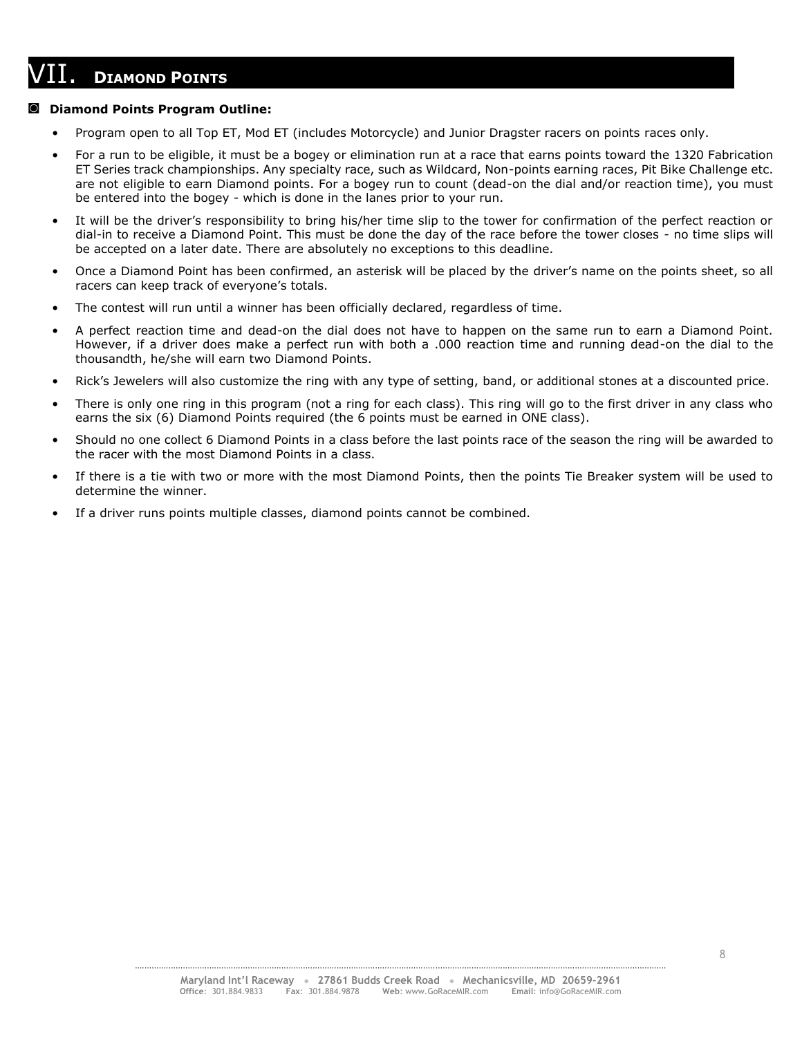# VII. DIAMOND POINTS

## Diamond Points Program Outline:

- Program open to all Top ET, Mod ET (includes Motorcycle) and Junior Dragster racers on points races only.
- For a run to be eligible, it must be a bogey or elimination run at a race that earns points toward the 1320 Fabrication ET Series track championships. Any specialty race, such as Wildcard, Non-points earning races, Pit Bike Challenge etc. are not eligible to earn Diamond points. For a bogey run to count (dead-on the dial and/or reaction time), you must be entered into the bogey - which is done in the lanes prior to your run.
- It will be the driver's responsibility to bring his/her time slip to the tower for confirmation of the perfect reaction or dial-in to receive a Diamond Point. This must be done the day of the race before the tower closes - no time slips will be accepted on a later date. There are absolutely no exceptions to this deadline.
- Once a Diamond Point has been confirmed, an asterisk will be placed by the driver's name on the points sheet, so all racers can keep track of everyone's totals.
- The contest will run until a winner has been officially declared, regardless of time.
- A perfect reaction time and dead-on the dial does not have to happen on the same run to earn a Diamond Point. However, if a driver does make a perfect run with both a .000 reaction time and running dead-on the dial to the thousandth, he/she will earn two Diamond Points.
- Rick's Jewelers will also customize the ring with any type of setting, band, or additional stones at a discounted price.
- There is only one ring in this program (not a ring for each class). This ring will go to the first driver in any class who earns the six (6) Diamond Points required (the 6 points must be earned in ONE class).
- Should no one collect 6 Diamond Points in a class before the last points race of the season the ring will be awarded to the racer with the most Diamond Points in a class.
- If there is a tie with two or more with the most Diamond Points, then the points Tie Breaker system will be used to determine the winner.
- If a driver runs points multiple classes, diamond points cannot be combined.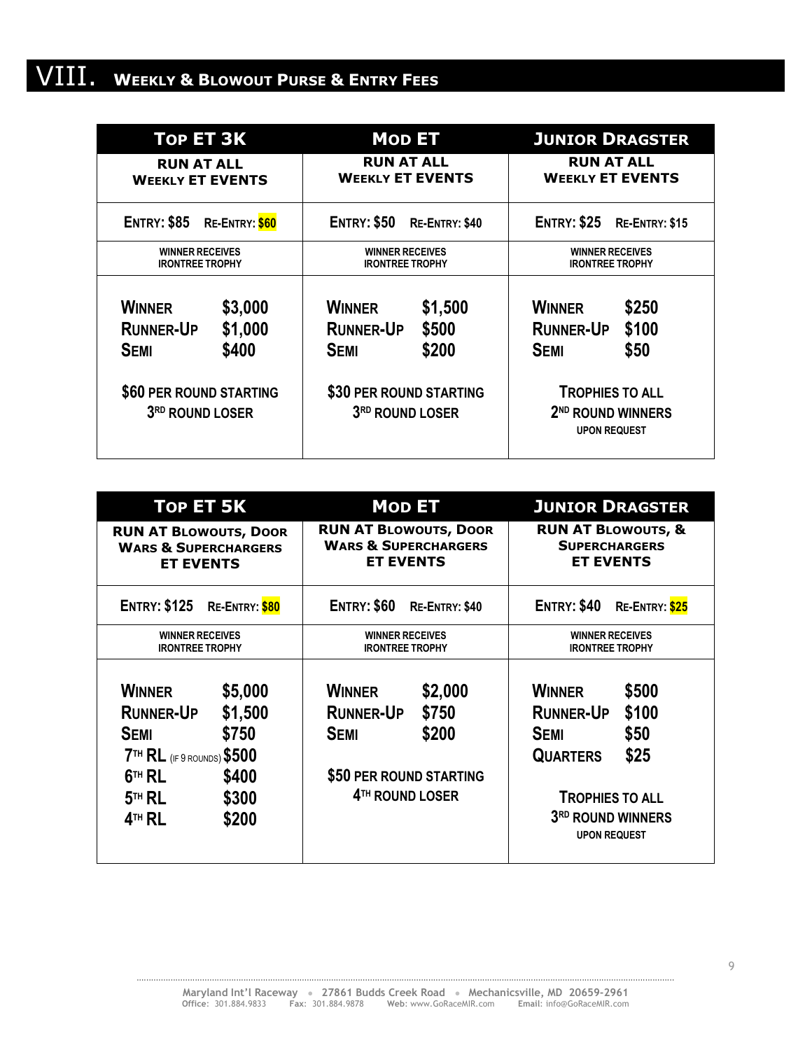# VIII. Weekly & Blowout Purse & Entry Fees

| Top ET 3K | Mod ET | Junior Dragster |
|---|---|---|
| RUN AT ALL WEEKLY ET EVENTS | RUN AT ALL WEEKLY ET EVENTS | RUN AT ALL WEEKLY ET EVENTS |
| Entry: $85 Re-Entry: $60 | Entry: $50 Re-Entry: $40 | Entry: $25 Re-Entry: $15 |
| WINNER RECEIVES IRONTREE TROPHY | WINNER RECEIVES IRONTREE TROPHY | WINNER RECEIVES IRONTREE TROPHY |
| Winner $3,000 | Winner $1,500 | Winner $250 |
| Runner-Up $1,000 | Runner-Up $500 | Runner-Up $100 |
| Semi $400 | Semi $200 | Semi $50 |
| $60 per round starting 3rd round loser | $30 per round starting 3rd round loser | Trophies to all 2nd round winners UPON REQUEST |

| Top ET 5K | Mod ET | Junior Dragster |
|---|---|---|
| RUN AT BLOWOUTS, DOOR WARS & SUPERCHARGERS ET EVENTS | RUN AT BLOWOUTS, DOOR WARS & SUPERCHARGERS ET EVENTS | RUN AT BLOWOUTS, & SUPERCHARGERS ET EVENTS |
| Entry: $125 Re-Entry: $80 | Entry: $60 Re-Entry: $40 | Entry: $40 Re-Entry: $25 |
| WINNER RECEIVES IRONTREE TROPHY | WINNER RECEIVES IRONTREE TROPHY | WINNER RECEIVES IRONTREE TROPHY |
| Winner $5,000 | Winner $2,000 | Winner $500 |
| Runner-Up $1,500 | Runner-Up $750 | Runner-Up $100 |
| Semi $750 | Semi $200 | Semi $50 |
| 7th RL (IF 9 ROUNDS) $500 | | Quarters $25 |
| 6th RL $400 | $50 per round starting 4th round loser | |
| 5th RL $300 | | Trophies to all 3rd round winners UPON REQUEST |
| 4th RL $200 | | |

Maryland Int'l Raceway • 27861 Budds Creek Road • Mechanicsville, MD 20659-2961
Office: 301.884.9833 Fax: 301.884.9878 Web: www.GoRaceMIR.com Email: info@GoRaceMIR.com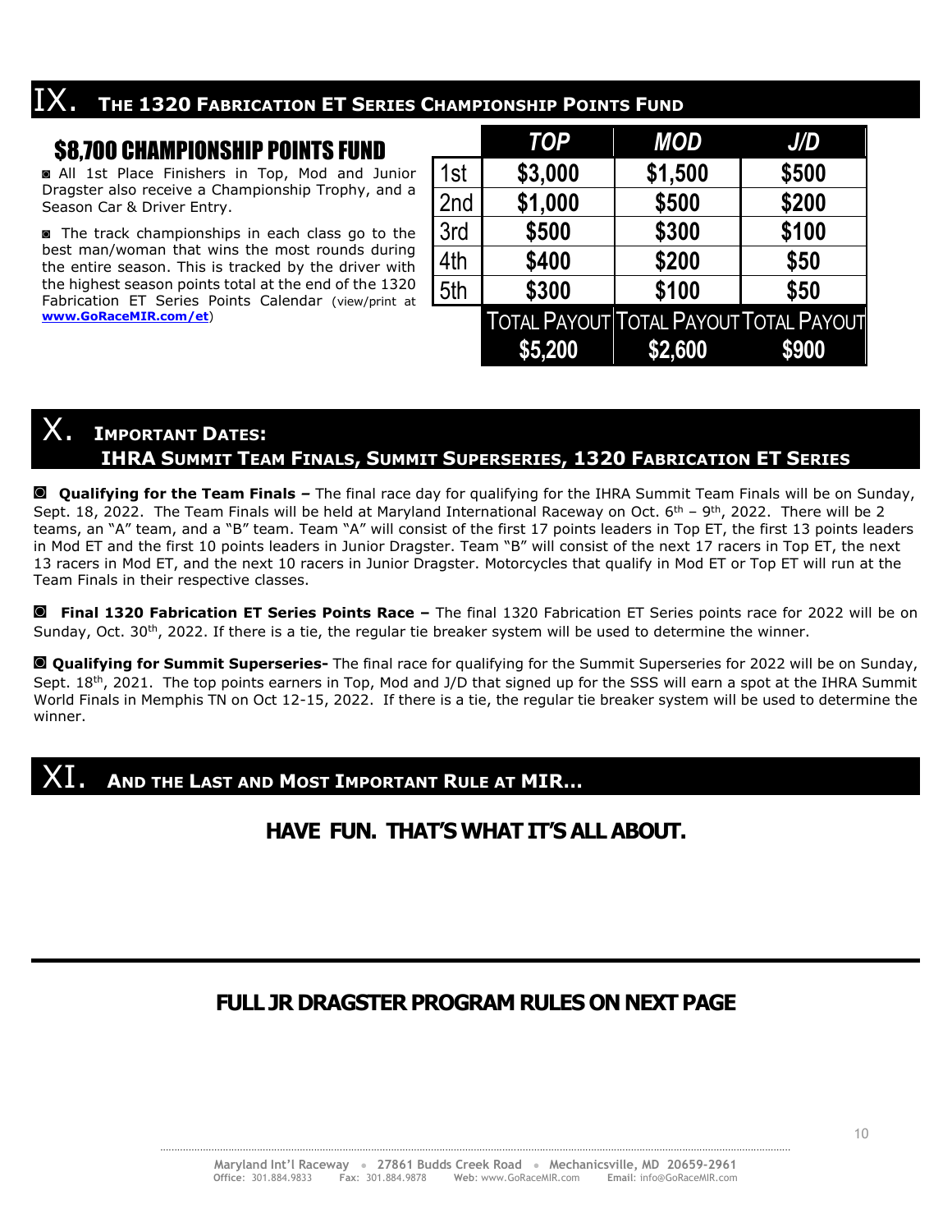## IX. The 1320 Fabrication ET Series Championship Points Fund

### $8,700 CHAMPIONSHIP POINTS FUND

◙ All 1st Place Finishers in Top, Mod and Junior Dragster also receive a Championship Trophy, and a Season Car & Driver Entry.

◙ The track championships in each class go to the best man/woman that wins the most rounds during the entire season. This is tracked by the driver with the highest season points total at the end of the 1320 Fabrication ET Series Points Calendar (view/print at **www.GoRaceMIR.com/et**)

| | TOP | MOD | J/D |
|---|---|---|---|
| 1st | $3,000 | $1,500 | $500 |
| 2nd | $1,000 | $500 | $200 |
| 3rd | $500 | $300 | $100 |
| 4th | $400 | $200 | $50 |
| 5th | $300 | $100 | $50 |
| | TOTAL PAYOUT $5,200 | TOTAL PAYOUT $2,600 | TOTAL PAYOUT $900 |

## X. Important Dates: IHRA Summit Team Finals, Summit Superseries, 1320 Fabrication ET Series

◙ **Qualifying for the Team Finals –** The final race day for qualifying for the IHRA Summit Team Finals will be on Sunday, Sept. 18, 2022. The Team Finals will be held at Maryland International Raceway on Oct. 6th – 9th, 2022. There will be 2 teams, an "A" team, and a "B" team. Team "A" will consist of the first 17 points leaders in Top ET, the first 13 points leaders in Mod ET and the first 10 points leaders in Junior Dragster. Team "B" will consist of the next 17 racers in Top ET, the next 13 racers in Mod ET, and the next 10 racers in Junior Dragster. Motorcycles that qualify in Mod ET or Top ET will run at the Team Finals in their respective classes.

◙ **Final 1320 Fabrication ET Series Points Race –** The final 1320 Fabrication ET Series points race for 2022 will be on Sunday, Oct. 30th, 2022. If there is a tie, the regular tie breaker system will be used to determine the winner.

◙ **Qualifying for Summit Superseries-** The final race for qualifying for the Summit Superseries for 2022 will be on Sunday, Sept. 18th, 2021. The top points earners in Top, Mod and J/D that signed up for the SSS will earn a spot at the IHRA Summit World Finals in Memphis TN on Oct 12-15, 2022. If there is a tie, the regular tie breaker system will be used to determine the winner.

## XI. And the Last and Most Important Rule at MIR…

**HAVE FUN. THAT'S WHAT IT'S ALL ABOUT.**

---

**FULL JR DRAGSTER PROGRAM RULES ON NEXT PAGE**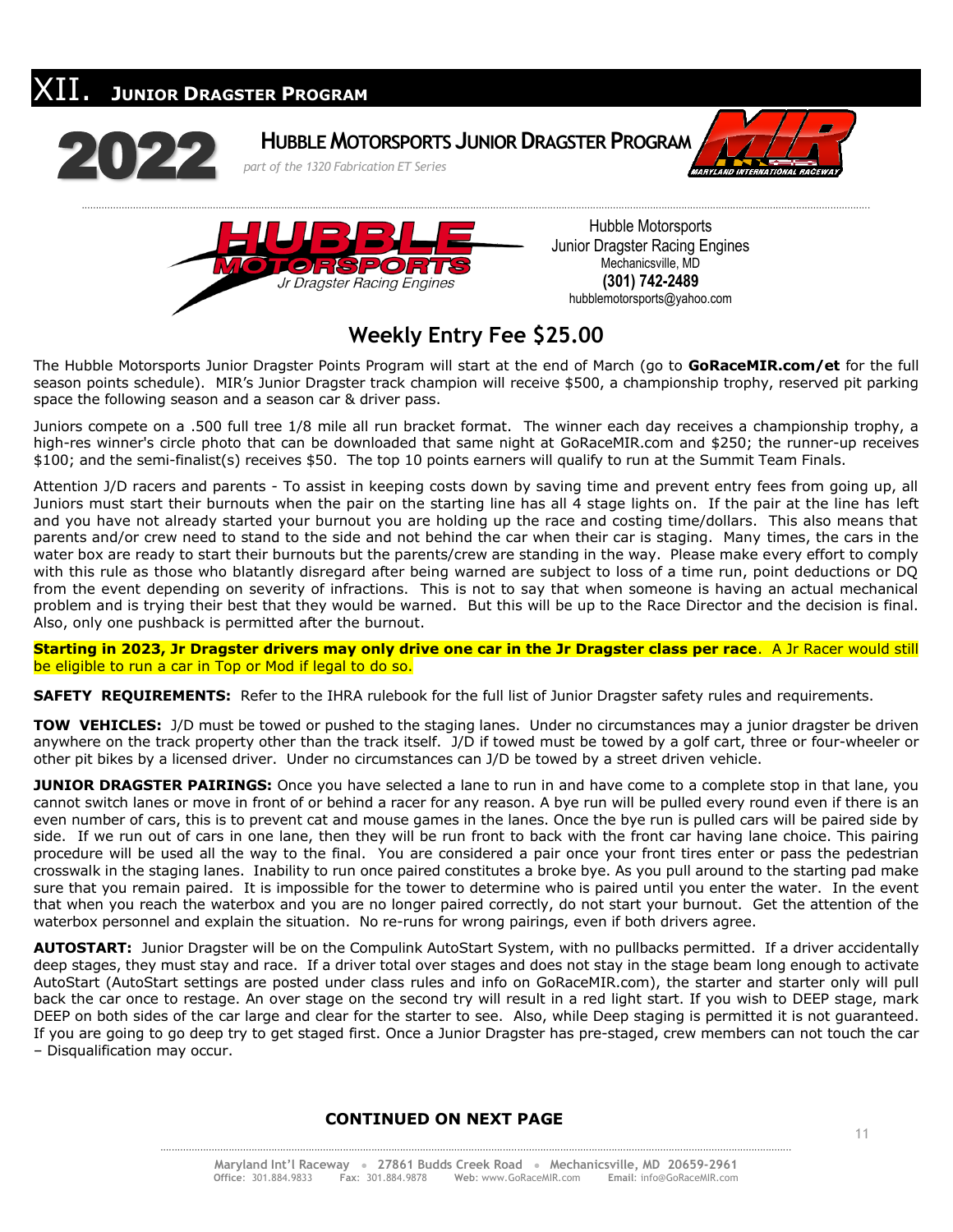# XII. Junior Dragster Program

## 2022 Hubble Motorsports Junior Dragster Program

*part of the 1320 Fabrication ET Series*

Hubble Motorsports
Junior Dragster Racing Engines
Mechanicsville, MD
**(301) 742-2489**
hubblemotorsports@yahoo.com

## Weekly Entry Fee $25.00

The Hubble Motorsports Junior Dragster Points Program will start at the end of March (go to **GoRaceMIR.com/et** for the full season points schedule). MIR's Junior Dragster track champion will receive $500, a championship trophy, reserved pit parking space the following season and a season car & driver pass.

Juniors compete on a .500 full tree 1/8 mile all run bracket format. The winner each day receives a championship trophy, a high-res winner's circle photo that can be downloaded that same night at GoRaceMIR.com and $250; the runner-up receives $100; and the semi-finalist(s) receives $50. The top 10 points earners will qualify to run at the Summit Team Finals.

Attention J/D racers and parents - To assist in keeping costs down by saving time and prevent entry fees from going up, all Juniors must start their burnouts when the pair on the starting line has all 4 stage lights on. If the pair at the line has left and you have not already started your burnout you are holding up the race and costing time/dollars. This also means that parents and/or crew need to stand to the side and not behind the car when their car is staging. Many times, the cars in the water box are ready to start their burnouts but the parents/crew are standing in the way. Please make every effort to comply with this rule as those who blatantly disregard after being warned are subject to loss of a time run, point deductions or DQ from the event depending on severity of infractions. This is not to say that when someone is having an actual mechanical problem and is trying their best that they would be warned. But this will be up to the Race Director and the decision is final. Also, only one pushback is permitted after the burnout.

**Starting in 2023, Jr Dragster drivers may only drive one car in the Jr Dragster class per race**. A Jr Racer would still be eligible to run a car in Top or Mod if legal to do so.

**SAFETY REQUIREMENTS:** Refer to the IHRA rulebook for the full list of Junior Dragster safety rules and requirements.

**TOW VEHICLES:** J/D must be towed or pushed to the staging lanes. Under no circumstances may a junior dragster be driven anywhere on the track property other than the track itself. J/D if towed must be towed by a golf cart, three or four-wheeler or other pit bikes by a licensed driver. Under no circumstances can J/D be towed by a street driven vehicle.

**JUNIOR DRAGSTER PAIRINGS:** Once you have selected a lane to run in and have come to a complete stop in that lane, you cannot switch lanes or move in front of or behind a racer for any reason. A bye run will be pulled every round even if there is an even number of cars, this is to prevent cat and mouse games in the lanes. Once the bye run is pulled cars will be paired side by side. If we run out of cars in one lane, then they will be run front to back with the front car having lane choice. This pairing procedure will be used all the way to the final. You are considered a pair once your front tires enter or pass the pedestrian crosswalk in the staging lanes. Inability to run once paired constitutes a broke bye. As you pull around to the starting pad make sure that you remain paired. It is impossible for the tower to determine who is paired until you enter the water. In the event that when you reach the waterbox and you are no longer paired correctly, do not start your burnout. Get the attention of the waterbox personnel and explain the situation. No re-runs for wrong pairings, even if both drivers agree.

**AUTOSTART:** Junior Dragster will be on the Compulink AutoStart System, with no pullbacks permitted. If a driver accidentally deep stages, they must stay and race. If a driver total over stages and does not stay in the stage beam long enough to activate AutoStart (AutoStart settings are posted under class rules and info on GoRaceMIR.com), the starter and starter only will pull back the car once to restage. An over stage on the second try will result in a red light start. If you wish to DEEP stage, mark DEEP on both sides of the car large and clear for the starter to see. Also, while Deep staging is permitted it is not guaranteed. If you are going to go deep try to get staged first. Once a Junior Dragster has pre-staged, crew members can not touch the car – Disqualification may occur.

**CONTINUED ON NEXT PAGE**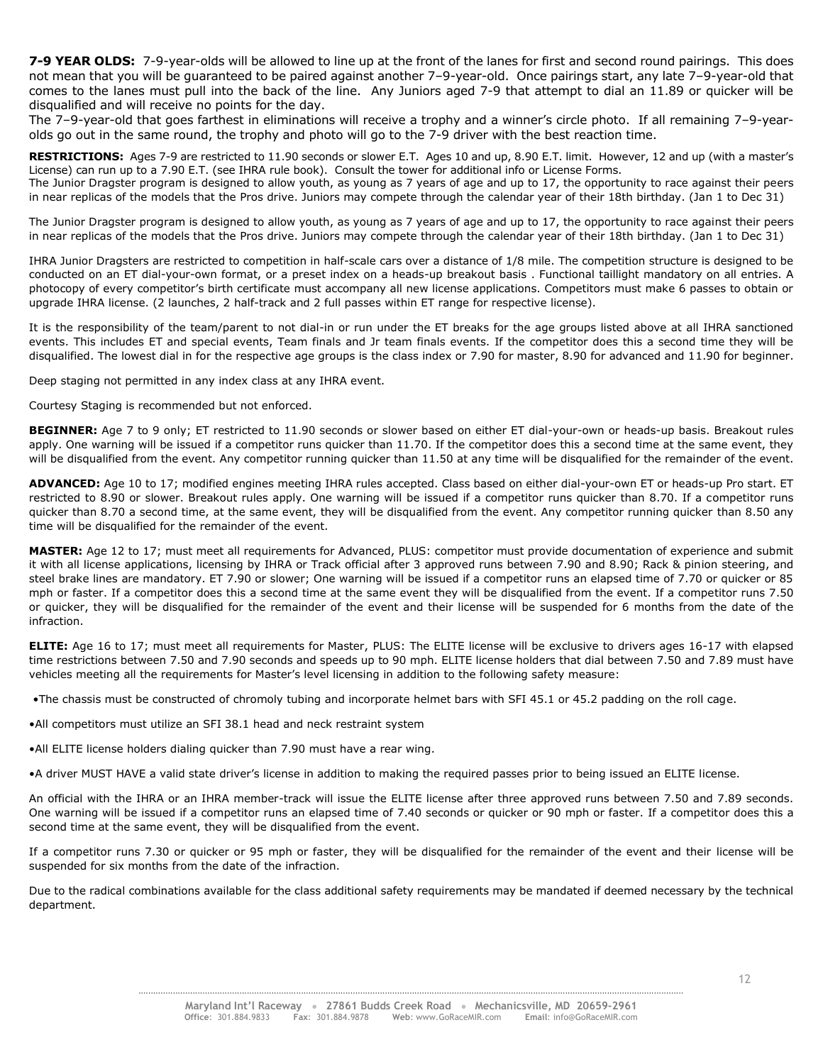**7-9 YEAR OLDS:** 7-9-year-olds will be allowed to line up at the front of the lanes for first and second round pairings. This does not mean that you will be guaranteed to be paired against another 7–9-year-old. Once pairings start, any late 7–9-year-old that comes to the lanes must pull into the back of the line. Any Juniors aged 7-9 that attempt to dial an 11.89 or quicker will be disqualified and will receive no points for the day.

The 7–9-year-old that goes farthest in eliminations will receive a trophy and a winner's circle photo. If all remaining 7–9-year-olds go out in the same round, the trophy and photo will go to the 7-9 driver with the best reaction time.

**RESTRICTIONS:** Ages 7-9 are restricted to 11.90 seconds or slower E.T. Ages 10 and up, 8.90 E.T. limit. However, 12 and up (with a master's License) can run up to a 7.90 E.T. (see IHRA rule book). Consult the tower for additional info or License Forms.

The Junior Dragster program is designed to allow youth, as young as 7 years of age and up to 17, the opportunity to race against their peers in near replicas of the models that the Pros drive. Juniors may compete through the calendar year of their 18th birthday. (Jan 1 to Dec 31)

The Junior Dragster program is designed to allow youth, as young as 7 years of age and up to 17, the opportunity to race against their peers in near replicas of the models that the Pros drive. Juniors may compete through the calendar year of their 18th birthday. (Jan 1 to Dec 31)

IHRA Junior Dragsters are restricted to competition in half-scale cars over a distance of 1/8 mile. The competition structure is designed to be conducted on an ET dial-your-own format, or a preset index on a heads-up breakout basis . Functional taillight mandatory on all entries. A photocopy of every competitor's birth certificate must accompany all new license applications. Competitors must make 6 passes to obtain or upgrade IHRA license. (2 launches, 2 half-track and 2 full passes within ET range for respective license).

It is the responsibility of the team/parent to not dial-in or run under the ET breaks for the age groups listed above at all IHRA sanctioned events. This includes ET and special events, Team finals and Jr team finals events. If the competitor does this a second time they will be disqualified. The lowest dial in for the respective age groups is the class index or 7.90 for master, 8.90 for advanced and 11.90 for beginner.

Deep staging not permitted in any index class at any IHRA event.

Courtesy Staging is recommended but not enforced.

**BEGINNER:** Age 7 to 9 only; ET restricted to 11.90 seconds or slower based on either ET dial-your-own or heads-up basis. Breakout rules apply. One warning will be issued if a competitor runs quicker than 11.70. If the competitor does this a second time at the same event, they will be disqualified from the event. Any competitor running quicker than 11.50 at any time will be disqualified for the remainder of the event.

**ADVANCED:** Age 10 to 17; modified engines meeting IHRA rules accepted. Class based on either dial-your-own ET or heads-up Pro start. ET restricted to 8.90 or slower. Breakout rules apply. One warning will be issued if a competitor runs quicker than 8.70. If a competitor runs quicker than 8.70 a second time, at the same event, they will be disqualified from the event. Any competitor running quicker than 8.50 any time will be disqualified for the remainder of the event.

**MASTER:** Age 12 to 17; must meet all requirements for Advanced, PLUS: competitor must provide documentation of experience and submit it with all license applications, licensing by IHRA or Track official after 3 approved runs between 7.90 and 8.90; Rack & pinion steering, and steel brake lines are mandatory. ET 7.90 or slower; One warning will be issued if a competitor runs an elapsed time of 7.70 or quicker or 85 mph or faster. If a competitor does this a second time at the same event they will be disqualified from the event. If a competitor runs 7.50 or quicker, they will be disqualified for the remainder of the event and their license will be suspended for 6 months from the date of the infraction.

**ELITE:** Age 16 to 17; must meet all requirements for Master, PLUS: The ELITE license will be exclusive to drivers ages 16-17 with elapsed time restrictions between 7.50 and 7.90 seconds and speeds up to 90 mph. ELITE license holders that dial between 7.50 and 7.89 must have vehicles meeting all the requirements for Master's level licensing in addition to the following safety measure:

- The chassis must be constructed of chromoly tubing and incorporate helmet bars with SFI 45.1 or 45.2 padding on the roll cage.
- All competitors must utilize an SFI 38.1 head and neck restraint system
- All ELITE license holders dialing quicker than 7.90 must have a rear wing.
- A driver MUST HAVE a valid state driver's license in addition to making the required passes prior to being issued an ELITE license.

An official with the IHRA or an IHRA member-track will issue the ELITE license after three approved runs between 7.50 and 7.89 seconds. One warning will be issued if a competitor runs an elapsed time of 7.40 seconds or quicker or 90 mph or faster. If a competitor does this a second time at the same event, they will be disqualified from the event.

If a competitor runs 7.30 or quicker or 95 mph or faster, they will be disqualified for the remainder of the event and their license will be suspended for six months from the date of the infraction.

Due to the radical combinations available for the class additional safety requirements may be mandated if deemed necessary by the technical department.